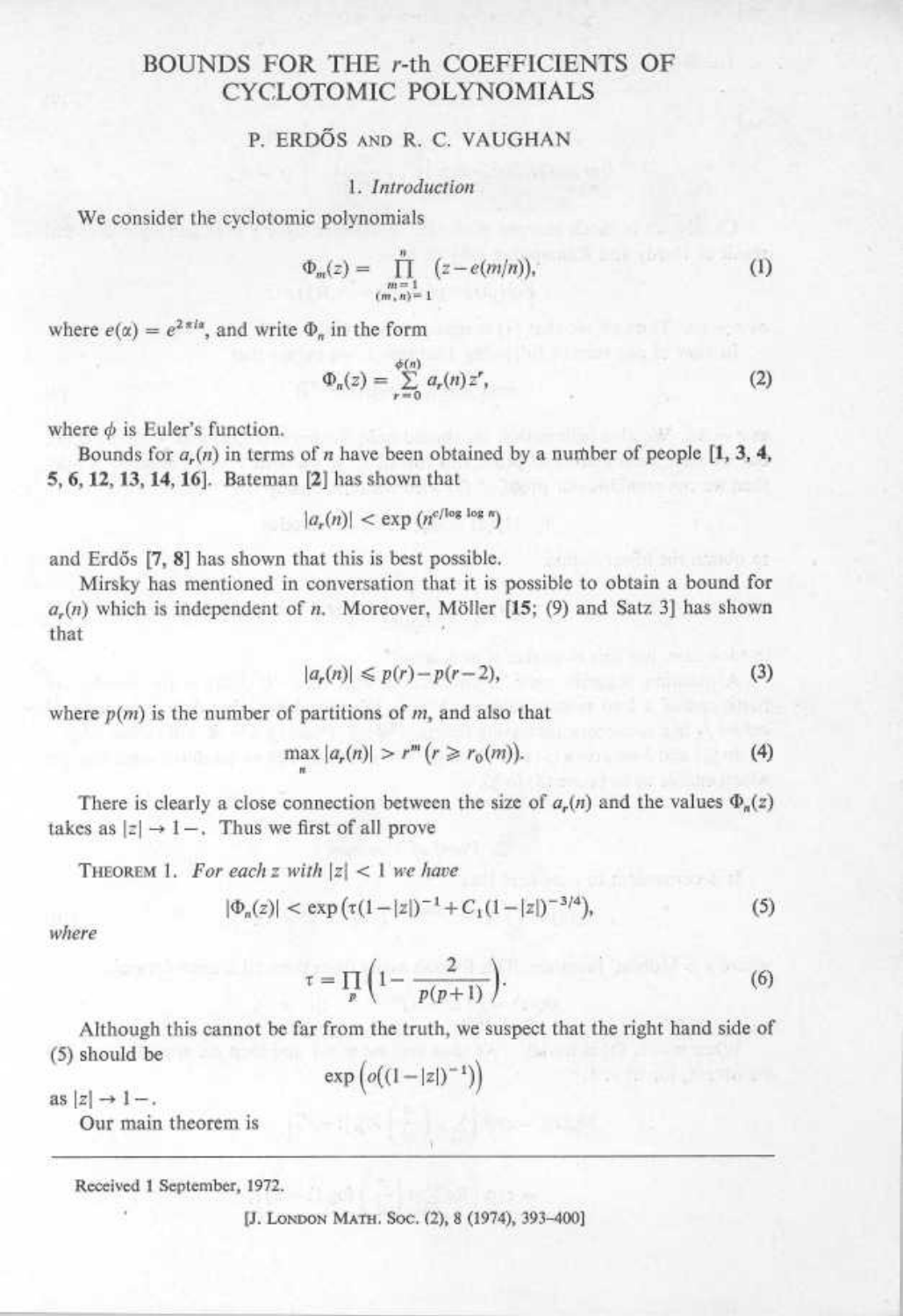# BOUNDS FOR THE $r$-th COEFFICIENTS OF CYCLOTOMIC POLYNOMIALS

## P. ERDŐS AND R. C. VAUGHAN

### 1. *Introduction*

We consider the cyclotomic polynomials

$$\Phi_m(z) = \prod_{\substack{m=1 \\ (m,n)=1}}^{n} (z - e(m/n)), \tag{1}$$

where $e(\alpha) = e^{2\pi i \alpha}$, and write $\Phi_n$ in the form

$$\Phi_n(z) = \sum_{r=0}^{\phi(n)} a_r(n) z^r, \tag{2}$$

where $\phi$ is Euler's function.

Bounds for $a_r(n)$ in terms of $n$ have been obtained by a number of people [**1, 3, 4, 5, 6, 12, 13, 14, 16**]. Bateman [**2**] has shown that

$$|a_r(n)| < \exp(n^{c/\log \log n})$$

and Erdős [**7, 8**] has shown that this is best possible.

Mirsky has mentioned in conversation that it is possible to obtain a bound for $a_r(n)$ which is independent of $n$. Moreover, Möller [**15**; (9) and Satz 3] has shown that

$$|a_r(n)| \leqslant p(r) - p(r-2), \tag{3}$$

where $p(m)$ is the number of partitions of $m$, and also that

$$\max_n |a_r(n)| > r^m \; (r \geqslant r_0(m)). \tag{4}$$

There is clearly a close connection between the size of $a_r(n)$ and the values $\Phi_n(z)$ takes as $|z| \to 1-$. Thus we first of all prove

THEOREM 1. *For each $z$ with $|z| < 1$ we have*

$$|\Phi_n(z)| < \exp\left(\tau(1-|z|)^{-1} + C_1(1-|z|)^{-3/4}\right), \tag{5}$$

*where*

$$\tau = \prod_p \left(1 - \frac{2}{p(p+1)}\right). \tag{6}$$

Although this cannot be far from the truth, we suspect that the right hand side of (5) should be

$$\exp\left(o((1-|z|)^{-1})\right)$$

as $|z| \to 1-$.

Our main theorem is

Received 1 September, 1972.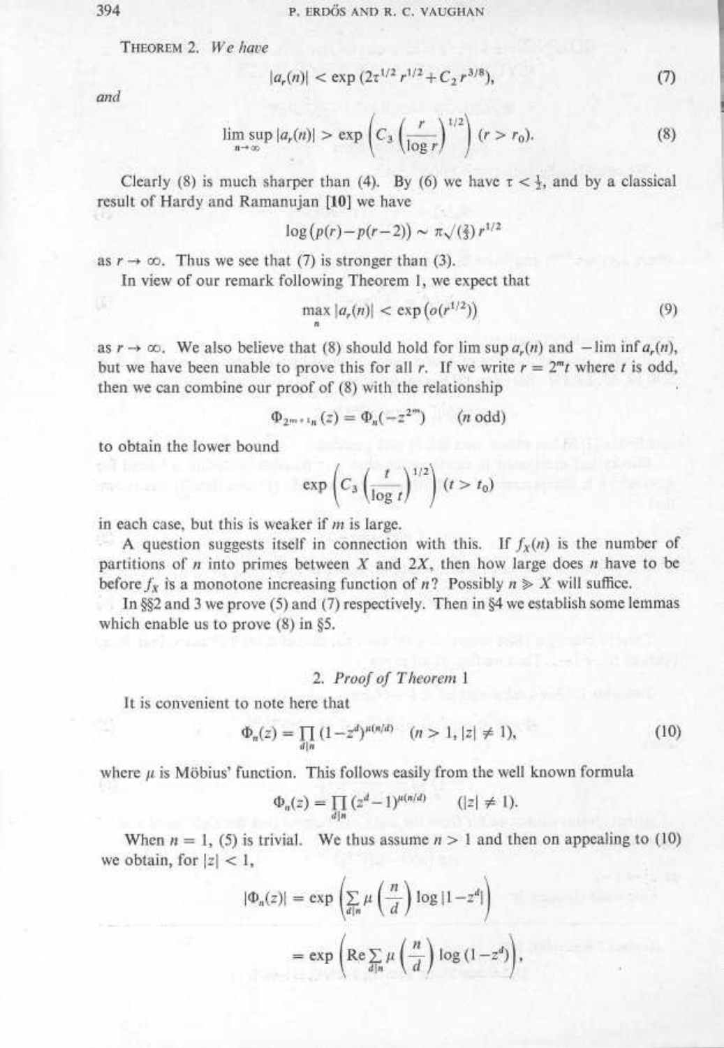THEOREM 2. *We have*

$$|a_r(n)| < \exp(2\tau^{1/2} r^{1/2} + C_2 r^{3/8}), \tag{7}$$

*and*

$$\limsup_{n\to\infty} |a_r(n)| > \exp\left(C_3 \left(\frac{r}{\log r}\right)^{1/2}\right) \ (r > r_0). \tag{8}$$

Clearly (8) is much sharper than (4). By (6) we have $\tau < \frac{1}{2}$, and by a classical result of Hardy and Ramanujan [10] we have

$$\log(p(r) - p(r-2)) \sim \pi\sqrt{(\tfrac{2}{3})}\, r^{1/2}$$

as $r \to \infty$. Thus we see that (7) is stronger than (3).

In view of our remark following Theorem 1, we expect that

$$\max_n |a_r(n)| < \exp(o(r^{1/2})) \tag{9}$$

as $r \to \infty$. We also believe that (8) should hold for $\limsup a_r(n)$ and $-\liminf a_r(n)$, but we have been unable to prove this for all $r$. If we write $r = 2^m t$ where $t$ is odd, then we can combine our proof of (8) with the relationship

$$\Phi_{2^{m+1}n}(z) = \Phi_n(-z^{2^m}) \quad (n \text{ odd})$$

to obtain the lower bound

$$\exp\left(C_3 \left(\frac{t}{\log t}\right)^{1/2}\right) \ (t > t_0)$$

in each case, but this is weaker if $m$ is large.

A question suggests itself in connection with this. If $f_X(n)$ is the number of partitions of $n$ into primes between $X$ and $2X$, then how large does $n$ have to be before $f_X$ is a monotone increasing function of $n$? Possibly $n \gg X$ will suffice.

In §§2 and 3 we prove (5) and (7) respectively. Then in §4 we establish some lemmas which enable us to prove (8) in §5.

## 2. *Proof of Theorem 1*

It is convenient to note here that

$$\Phi_n(z) = \prod_{d|n} (1 - z^d)^{\mu(n/d)} \quad (n > 1, |z| \neq 1), \tag{10}$$

where $\mu$ is Möbius' function. This follows easily from the well known formula

$$\Phi_n(z) = \prod_{d|n} (z^d - 1)^{\mu(n/d)} \quad (|z| \neq 1).$$

When $n = 1$, (5) is trivial. We thus assume $n > 1$ and then on appealing to (10) we obtain, for $|z| < 1$,

$$|\Phi_n(z)| = \exp\left(\sum_{d|n} \mu\left(\frac{n}{d}\right) \log|1 - z^d|\right)$$

$$= \exp\left(\operatorname{Re} \sum_{d|n} \mu\left(\frac{n}{d}\right) \log(1 - z^d)\right),$$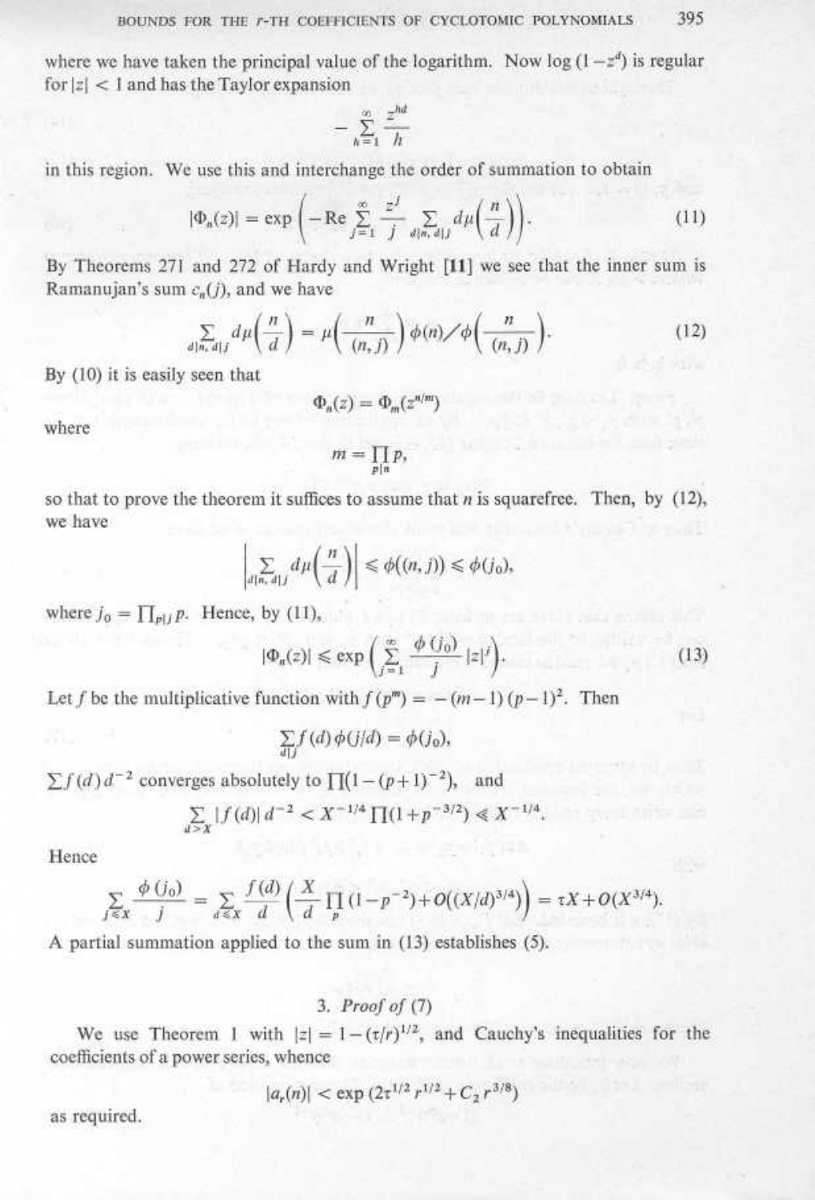where we have taken the principal value of the logarithm. Now $\log(1-z^d)$ is regular for $|z| < 1$ and has the Taylor expansion

$$-\sum_{h=1}^{\infty} \frac{z^{hd}}{h}$$

in this region. We use this and interchange the order of summation to obtain

$$|\Phi_n(z)| = \exp\left(-\operatorname{Re} \sum_{j=1}^{\infty} \frac{z^j}{j} \sum_{d|n,\, d|j} d\mu\left(\frac{n}{d}\right)\right). \tag{11}$$

By Theorems 271 and 272 of Hardy and Wright [11] we see that the inner sum is Ramanujan's sum $c_n(j)$, and we have

$$\sum_{d|n,\, d|j} d\mu\left(\frac{n}{d}\right) = \mu\left(\frac{n}{(n,j)}\right)\phi(n)\Big/\phi\left(\frac{n}{(n,j)}\right). \tag{12}$$

By (10) it is easily seen that

$$\Phi_n(z) = \Phi_m(z^{n/m})$$

where

$$m = \prod_{p|n} p,$$

so that to prove the theorem it suffices to assume that $n$ is squarefree. Then, by (12), we have

$$\left|\sum_{d|n,\, d|j} d\mu\left(\frac{n}{d}\right)\right| \leqslant \phi((n,j)) \leqslant \phi(j_0),$$

where $j_0 = \prod_{p|j} p$. Hence, by (11),

$$|\Phi_n(z)| \leqslant \exp\left(\sum_{j=1}^{\infty} \frac{\phi(j_0)}{j} |z|^j\right). \tag{13}$$

Let $f$ be the multiplicative function with $f(p^m) = -(m-1)(p-1)^2$. Then

$$\sum_{d|j} f(d)\phi(j/d) = \phi(j_0),$$

$\sum f(d) d^{-2}$ converges absolutely to $\prod(1-(p+1)^{-2})$, and

$$\sum_{d>X} |f(d)| d^{-2} < X^{-1/4} \prod(1+p^{-3/2}) \ll X^{-1/4}.$$

Hence

$$\sum_{j \leqslant X} \frac{\phi(j_0)}{j} = \sum_{d \leqslant X} \frac{f(d)}{d}\left(\frac{X}{d}\prod_p (1-p^{-2}) + O((X/d)^{3/4})\right) = \tau X + O(X^{3/4}).$$

A partial summation applied to the sum in (13) establishes (5).

### 3. *Proof of* (7)

We use Theorem 1 with $|z| = 1-(\tau/r)^{1/2}$, and Cauchy's inequalities for the coefficients of a power series, whence

$$|a_r(n)| < \exp(2\tau^{1/2} r^{1/2} + C_2 r^{3/8})$$

as required.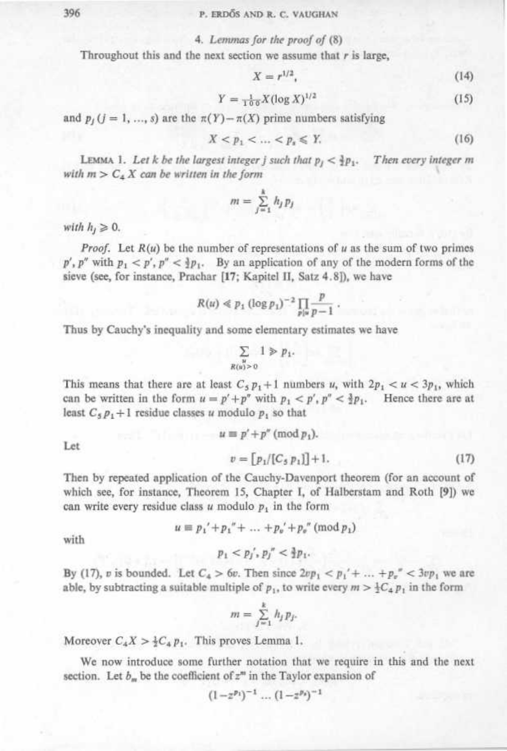### 4. *Lemmas for the proof of* (8)

Throughout this and the next section we assume that $r$ is large,

$$X = r^{1/2}, \tag{14}$$

$$Y = \tfrac{1}{100} X (\log X)^{1/2} \tag{15}$$

and $p_j$ ($j = 1, \ldots, s$) are the $\pi(Y) - \pi(X)$ prime numbers satisfying

$$X < p_1 < \ldots < p_s \leqslant Y. \tag{16}$$

LEMMA 1. *Let $k$ be the largest integer $j$ such that $p_j < \frac{3}{2} p_1$. Then every integer $m$ with $m > C_4 X$ can be written in the form*

$$m = \sum_{j=1}^{k} h_j p_j$$

*with $h_j \geqslant 0$.*

*Proof.* Let $R(u)$ be the number of representations of $u$ as the sum of two primes $p', p''$ with $p_1 < p', p'' < \frac{3}{2} p_1$. By an application of any of the modern forms of the sieve (see, for instance, Prachar [17; Kapitel II, Satz 4.8]), we have

$$R(u) \ll p_1 (\log p_1)^{-2} \prod_{p|u} \frac{p}{p-1}.$$

Thus by Cauchy's inequality and some elementary estimates we have

$$\sum_{\substack{u \\ R(u) > 0}} 1 \gg p_1.$$

This means that there are at least $C_5 p_1 + 1$ numbers $u$, with $2p_1 < u < 3p_1$, which can be written in the form $u = p' + p''$ with $p_1 < p', p'' < \frac{3}{2} p_1$. Hence there are at least $C_5 p_1 + 1$ residue classes $u$ modulo $p_1$ so that

$$u \equiv p' + p'' \pmod{p_1}.$$

Let

$$v = [p_1/[C_5 p_1]] + 1. \tag{17}$$

Then by repeated application of the Cauchy-Davenport theorem (for an account of which see, for instance, Theorem 15, Chapter I, of Halberstam and Roth [9]) we can write every residue class $u$ modulo $p_1$ in the form

$$u \equiv p_1' + p_1'' + \ldots + p_v' + p_v'' \pmod{p_1}$$

with

$$p_1 < p_j', p_j'' < \tfrac{3}{2} p_1.$$

By (17), $v$ is bounded. Let $C_4 > 6v$. Then since $2vp_1 < p_1' + \ldots + p_v'' < 3vp_1$ we are able, by subtracting a suitable multiple of $p_1$, to write every $m > \frac{1}{2} C_4 p_1$ in the form

$$m = \sum_{j=1}^{k} h_j p_j.$$

Moreover $C_4 X > \frac{1}{2} C_4 p_1$. This proves Lemma 1.

We now introduce some further notation that we require in this and the next section. Let $b_m$ be the coefficient of $z^m$ in the Taylor expansion of

$$(1 - z^{p_1})^{-1} \ldots (1 - z^{p_s})^{-1}$$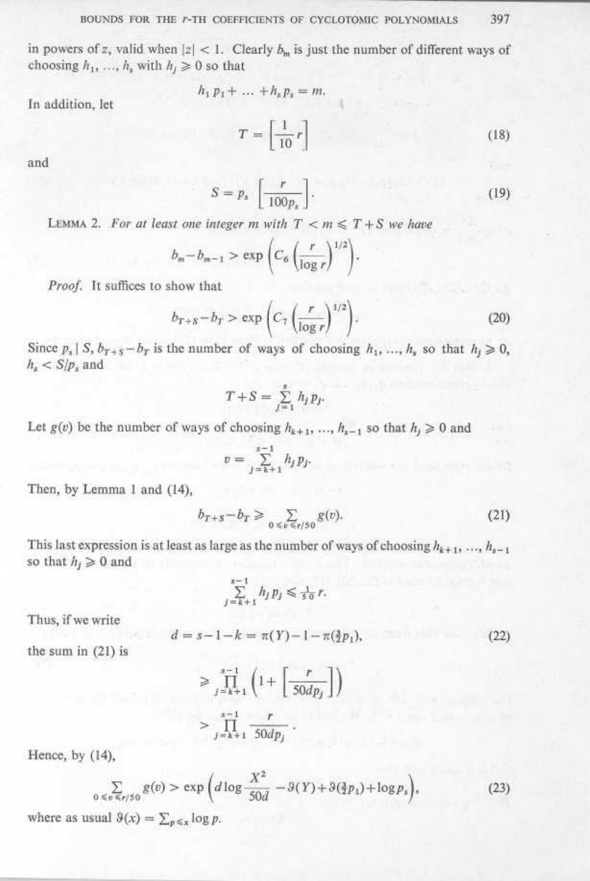in powers of $z$, valid when $|z| < 1$. Clearly $b_m$ is just the number of different ways of choosing $h_1, \ldots, h_s$ with $h_j \geqslant 0$ so that

$$h_1 p_1 + \ldots + h_s p_s = m.$$

In addition, let

$$T = \left[\frac{1}{10} r\right] \tag{18}$$

and

$$S = p_s \left[\frac{r}{100 p_s}\right]. \tag{19}$$

LEMMA 2. *For at least one integer $m$ with $T < m \leqslant T+S$ we have*

$$b_m - b_{m-1} > \exp\left(C_6 \left(\frac{r}{\log r}\right)^{1/2}\right).$$

*Proof.* It suffices to show that

$$b_{T+S} - b_T > \exp\left(C_7 \left(\frac{r}{\log r}\right)^{1/2}\right). \tag{20}$$

Since $p_s \mid S$, $b_{T+S} - b_T$ is the number of ways of choosing $h_1, \ldots, h_s$ so that $h_j \geqslant 0$, $h_s < S/p_s$ and

$$T + S = \sum_{j=1}^{s} h_j p_j.$$

Let $g(v)$ be the number of ways of choosing $h_{k+1}, \ldots, h_{s-1}$ so that $h_j \geqslant 0$ and

$$v = \sum_{j=k+1}^{s-1} h_j p_j.$$

Then, by Lemma 1 and (14),

$$b_{T+S} - b_T \geqslant \sum_{0 \leqslant v \leqslant r/50} g(v). \tag{21}$$

This last expression is at least as large as the number of ways of choosing $h_{k+1}, \ldots, h_{s-1}$ so that $h_j \geqslant 0$ and

$$\sum_{j=k+1}^{s-1} h_j p_j \leqslant \tfrac{1}{50} r.$$

Thus, if we write

$$d = s - 1 - k = \pi(Y) - 1 - \pi(\tfrac{3}{2} p_1), \tag{22}$$

the sum in (21) is

$$\geqslant \prod_{j=k+1}^{s-1} \left(1 + \left[\frac{r}{50 d p_j}\right]\right)$$

$$> \prod_{j=k+1}^{s-1} \frac{r}{50 d p_j}.$$

Hence, by (14),

$$\sum_{0 \leqslant v \leqslant r/50} g(v) > \exp\left(d \log \frac{X^2}{50d} - \vartheta(Y) + \vartheta(\tfrac{3}{2} p_1) + \log p_s\right), \tag{23}$$

where as usual $\vartheta(x) = \sum_{p \leqslant x} \log p$.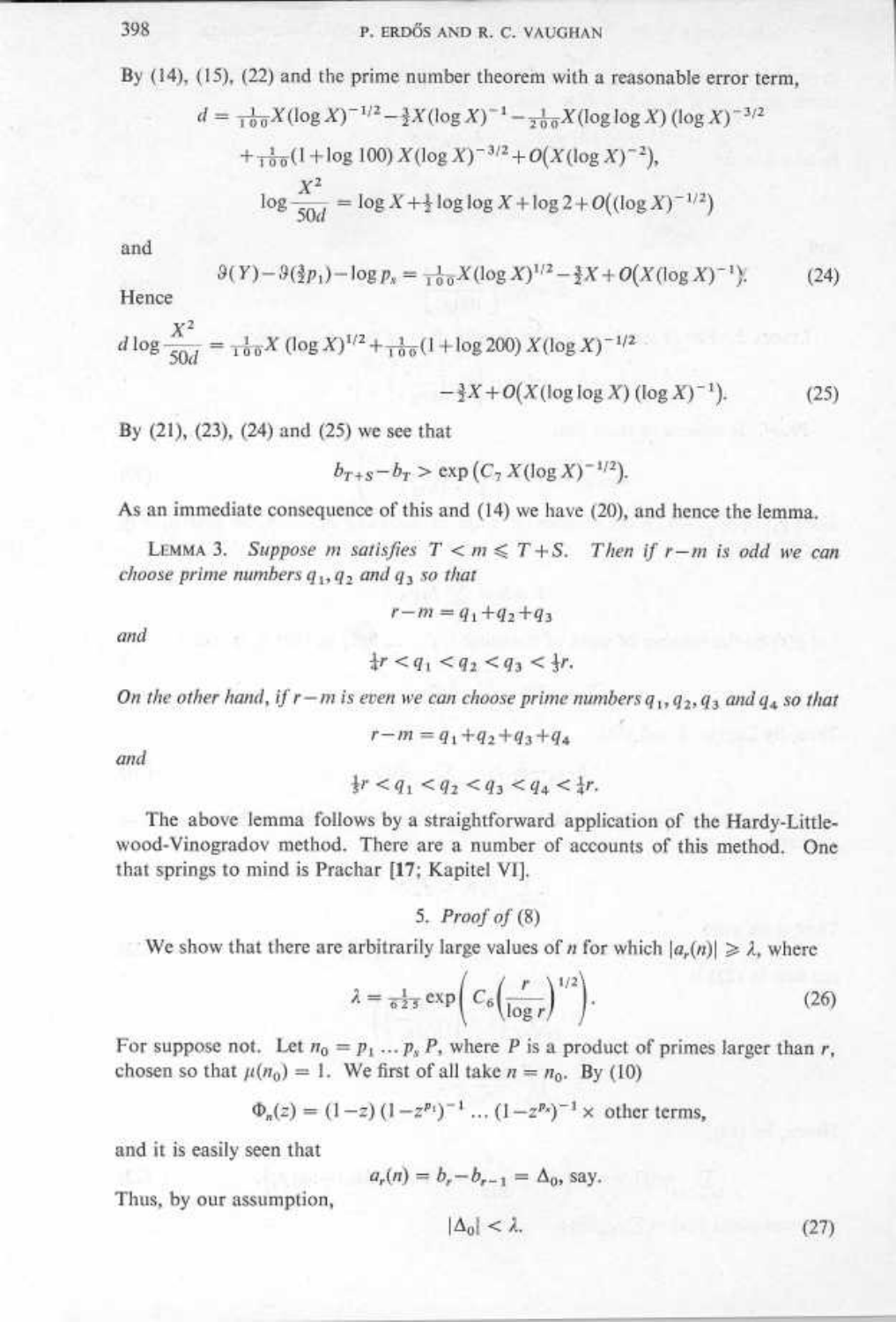By (14), (15), (22) and the prime number theorem with a reasonable error term,

$$d = \tfrac{1}{100}X(\log X)^{-1/2} - \tfrac{3}{2}X(\log X)^{-1} - \tfrac{1}{200}X(\log\log X)(\log X)^{-3/2}$$
$$+\tfrac{1}{100}(1+\log 100)\,X(\log X)^{-3/2} + O(X(\log X)^{-2}),$$
$$\log\frac{X^2}{50d} = \log X + \tfrac{1}{2}\log\log X + \log 2 + O((\log X)^{-1/2})$$

and

$$\vartheta(Y) - \vartheta(\tfrac{3}{2}p_1) - \log p_s = \tfrac{1}{100}X(\log X)^{1/2} - \tfrac{3}{2}X + O(X(\log X)^{-1}). \tag{24}$$

Hence

$$d\log\frac{X^2}{50d} = \tfrac{1}{100}X(\log X)^{1/2} + \tfrac{1}{100}(1+\log 200)\,X(\log X)^{-1/2}$$
$$-\tfrac{3}{2}X + O(X(\log\log X)(\log X)^{-1}). \tag{25}$$

By (21), (23), (24) and (25) we see that

$$b_{T+S} - b_T > \exp(C_7\,X(\log X)^{-1/2}).$$

As an immediate consequence of this and (14) we have (20), and hence the lemma.

LEMMA 3. *Suppose $m$ satisfies $T < m \leqslant T+S$. Then if $r-m$ is odd we can choose prime numbers $q_1, q_2$ and $q_3$ so that*

$$r - m = q_1 + q_2 + q_3$$

*and*

$$\tfrac{1}{4}r < q_1 < q_2 < q_3 < \tfrac{1}{3}r.$$

*On the other hand, if $r-m$ is even we can choose prime numbers $q_1, q_2, q_3$ and $q_4$ so that*

$$r - m = q_1 + q_2 + q_3 + q_4$$

*and*

$$\tfrac{1}{5}r < q_1 < q_2 < q_3 < q_4 < \tfrac{1}{4}r.$$

The above lemma follows by a straightforward application of the Hardy-Littlewood-Vinogradov method. There are a number of accounts of this method. One that springs to mind is Prachar [17; Kapitel VI].

## 5. *Proof of* (8)

We show that there are arbitrarily large values of $n$ for which $|a_r(n)| \geqslant \lambda$, where

$$\lambda = \tfrac{1}{625}\exp\left(C_6\left(\frac{r}{\log r}\right)^{1/2}\right). \tag{26}$$

For suppose not. Let $n_0 = p_1 \ldots p_s P$, where $P$ is a product of primes larger than $r$, chosen so that $\mu(n_0) = 1$. We first of all take $n = n_0$. By (10)

$$\Phi_n(z) = (1-z)(1-z^{p_1})^{-1} \ldots (1-z^{p_s})^{-1} \times \text{ other terms},$$

and it is easily seen that

$$a_r(n) = b_r - b_{r-1} = \Delta_0, \text{ say.}$$

Thus, by our assumption,

$$|\Delta_0| < \lambda. \tag{27}$$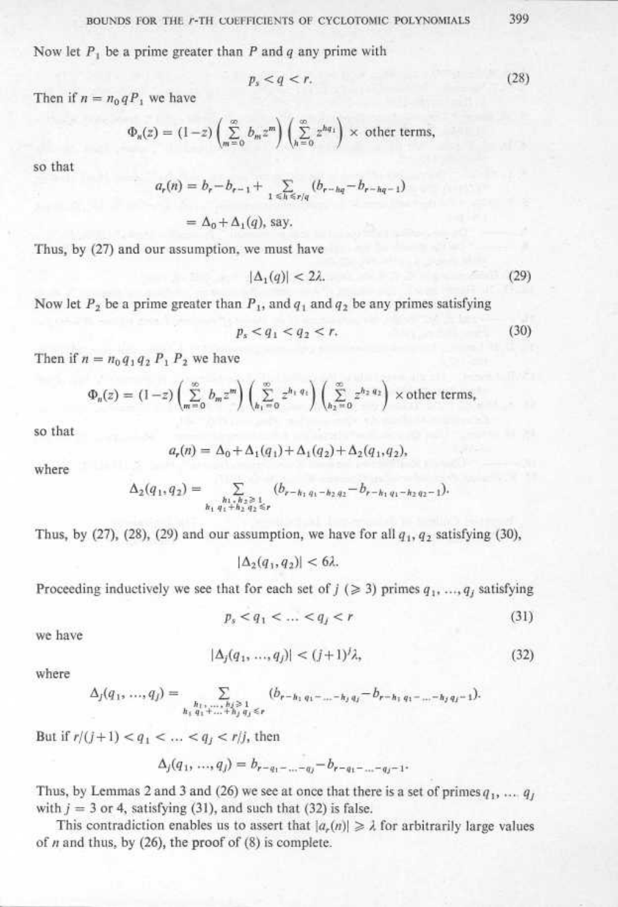Now let $P_1$ be a prime greater than $P$ and $q$ any prime with

$$p_s < q < r. \tag{28}$$

Then if $n = n_0 q P_1$ we have

$$\Phi_n(z) = (1-z)\left(\sum_{m=0}^{\infty} b_m z^m\right)\left(\sum_{h=0}^{\infty} z^{hq_1}\right) \times \text{other terms,}$$

so that

$$a_r(n) = b_r - b_{r-1} + \sum_{1 \leq h \leq r/q} (b_{r-hq} - b_{r-hq-1})$$

$$= \Delta_0 + \Delta_1(q), \text{ say.}$$

Thus, by (27) and our assumption, we must have

$$|\Delta_1(q)| < 2\lambda. \tag{29}$$

Now let $P_2$ be a prime greater than $P_1$, and $q_1$ and $q_2$ be any primes satisfying

$$p_s < q_1 < q_2 < r. \tag{30}$$

Then if $n = n_0 q_1 q_2 P_1 P_2$ we have

$$\Phi_n(z) = (1-z)\left(\sum_{m=0}^{\infty} b_m z^m\right)\left(\sum_{h_1=0}^{\infty} z^{h_1 q_1}\right)\left(\sum_{h_2=0}^{\infty} z^{h_2 q_2}\right) \times \text{other terms,}$$

so that

$$a_r(n) = \Delta_0 + \Delta_1(q_1) + \Delta_1(q_2) + \Delta_2(q_1, q_2),$$

where

$$\Delta_2(q_1, q_2) = \sum_{\substack{h_1, h_2 \geq 1 \\ h_1 q_1 + h_2 q_2 \leq r}} (b_{r-h_1 q_1 - h_2 q_2} - b_{r-h_1 q_1 - h_2 q_2 - 1}).$$

Thus, by (27), (28), (29) and our assumption, we have for all $q_1, q_2$ satisfying (30),

$$|\Delta_2(q_1, q_2)| < 6\lambda.$$

Proceeding inductively we see that for each set of $j$ ($\geq 3$) primes $q_1, \ldots, q_j$ satisfying

$$p_s < q_1 < \ldots < q_j < r \tag{31}$$

we have

$$|\Delta_j(q_1, \ldots, q_j)| < (j+1)^j \lambda, \tag{32}$$

where

$$\Delta_j(q_1, \ldots, q_j) = \sum_{\substack{h_1, \ldots, h_j \geq 1 \\ h_1 q_1 + \ldots + h_j q_j \leq r}} (b_{r-h_1 q_1 - \ldots - h_j q_j} - b_{r-h_1 q_1 - \ldots - h_j q_j - 1}).$$

But if $r/(j+1) < q_1 < \ldots < q_j < r/j$, then

$$\Delta_j(q_1, \ldots, q_j) = b_{r-q_1-\ldots-q_j} - b_{r-q_1-\ldots-q_j-1}.$$

Thus, by Lemmas 2 and 3 and (26) we see at once that there is a set of primes $q_1, \ldots, q_j$ with $j = 3$ or 4, satisfying (31), and such that (32) is false.

This contradiction enables us to assert that $|a_r(n)| \geq \lambda$ for arbitrarily large values of $n$ and thus, by (26), the proof of (8) is complete.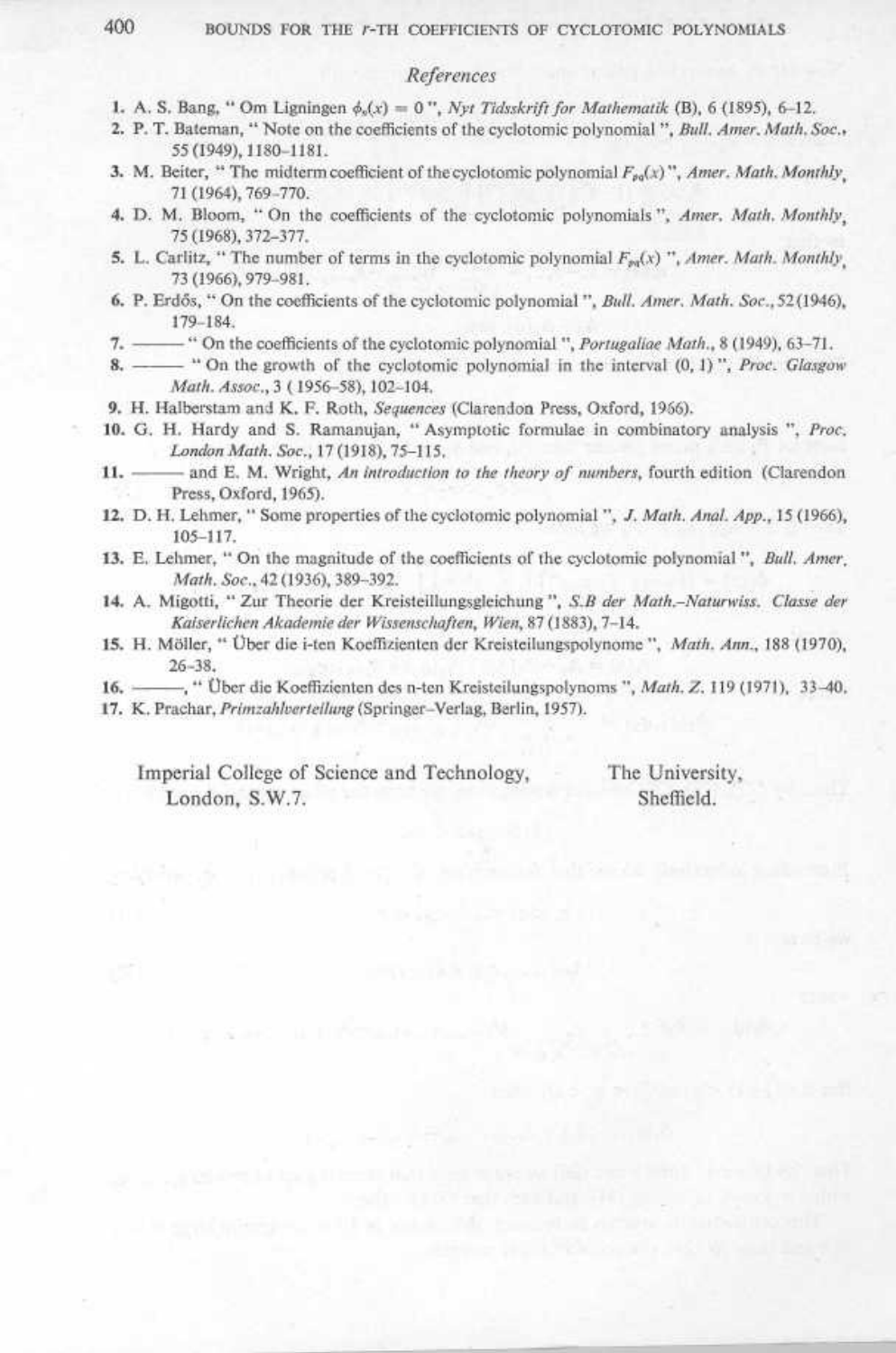## References

1. A. S. Bang, " Om Ligningen $\phi_n(x) = 0$ ", *Nyt Tidsskrift for Mathematik* (B), 6 (1895), 6–12.
2. P. T. Bateman, " Note on the coefficients of the cyclotomic polynomial ", *Bull. Amer. Math. Soc.*, 55 (1949), 1180–1181.
3. M. Beiter, " The midterm coefficient of the cyclotomic polynomial $F_{pq}(x)$ ", *Amer. Math. Monthly*, 71 (1964), 769–770.
4. D. M. Bloom, " On the coefficients of the cyclotomic polynomials ", *Amer. Math. Monthly*, 75 (1968), 372–377.
5. L. Carlitz, " The number of terms in the cyclotomic polynomial $F_{pq}(x)$ ", *Amer. Math. Monthly*, 73 (1966), 979–981.
6. P. Erdős, " On the coefficients of the cyclotomic polynomial ", *Bull. Amer. Math. Soc.*, 52 (1946), 179–184.
7. ——— " On the coefficients of the cyclotomic polynomial ", *Portugaliae Math.*, 8 (1949), 63–71.
8. ——— " On the growth of the cyclotomic polynomial in the interval (0, 1) ", *Proc. Glasgow Math. Assoc.*, 3 (1956–58), 102–104.
9. H. Halberstam and K. F. Roth, *Sequences* (Clarendon Press, Oxford, 1966).
10. G. H. Hardy and S. Ramanujan, " Asymptotic formulae in combinatory analysis ", *Proc. London Math. Soc.*, 17 (1918), 75–115.
11. ——— and E. M. Wright, *An introduction to the theory of numbers*, fourth edition (Clarendon Press, Oxford, 1965).
12. D. H. Lehmer, " Some properties of the cyclotomic polynomial ", *J. Math. Anal. App.*, 15 (1966), 105–117.
13. E. Lehmer, " On the magnitude of the coefficients of the cyclotomic polynomial ", *Bull. Amer. Math. Soc.*, 42 (1936), 389–392.
14. A. Migotti, " Zur Theorie der Kreisteilungsgleichung ", *S.B der Math.–Naturwiss. Classe der Kaiserlichen Akademie der Wissenschaften, Wien*, 87 (1883), 7–14.
15. H. Möller, " Über die i-ten Koeffizienten der Kreisteilungspolynome ", *Math. Ann.*, 188 (1970), 26–38.
16. ———, " Über die Koeffizienten des n-ten Kreisteilungspolynoms ", *Math. Z.* 119 (1971), 33–40.
17. K. Prachar, *Primzahlverteilung* (Springer–Verlag, Berlin, 1957).

Imperial College of Science and Technology,
London, S.W.7.

The University,
Sheffield.